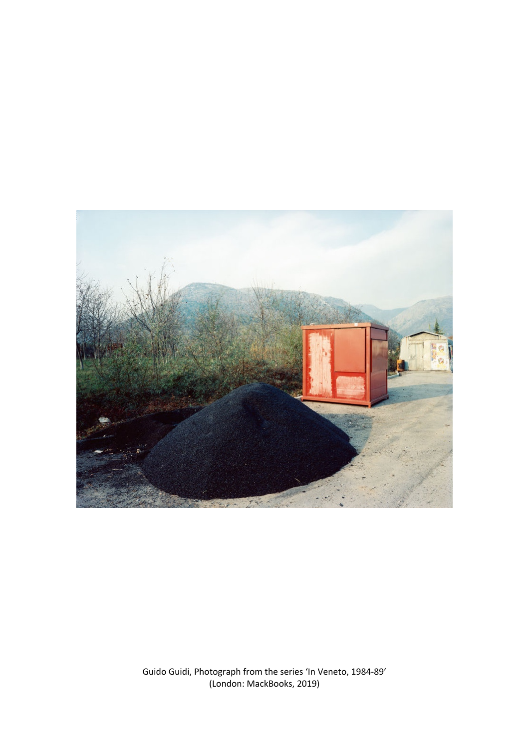Guido Guidi, Photograph from the series 'In Veneto, 1984-89'
(London: MackBooks, 2019)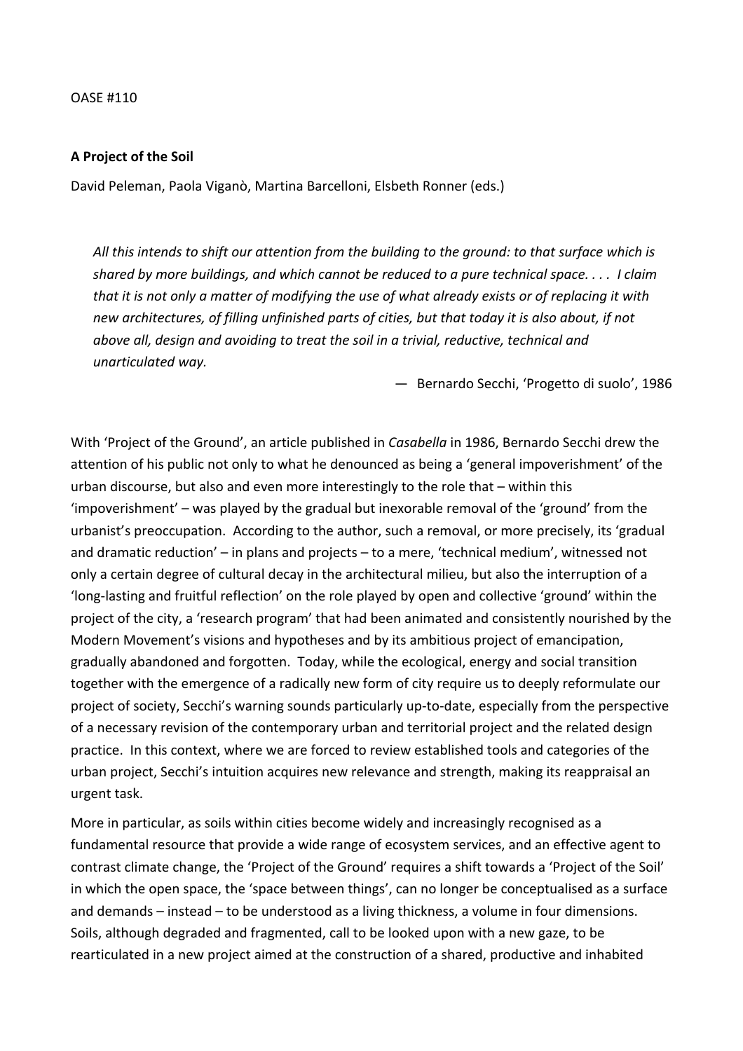OASE #110

**A Project of the Soil**

David Peleman, Paola Viganò, Martina Barcelloni, Elsbeth Ronner (eds.)

> *All this intends to shift our attention from the building to the ground: to that surface which is shared by more buildings, and which cannot be reduced to a pure technical space. . . . I claim that it is not only a matter of modifying the use of what already exists or of replacing it with new architectures, of filling unfinished parts of cities, but that today it is also about, if not above all, design and avoiding to treat the soil in a trivial, reductive, technical and unarticulated way.*
>
> — Bernardo Secchi, 'Progetto di suolo', 1986

With 'Project of the Ground', an article published in *Casabella* in 1986, Bernardo Secchi drew the attention of his public not only to what he denounced as being a 'general impoverishment' of the urban discourse, but also and even more interestingly to the role that – within this 'impoverishment' – was played by the gradual but inexorable removal of the 'ground' from the urbanist's preoccupation. According to the author, such a removal, or more precisely, its 'gradual and dramatic reduction' – in plans and projects – to a mere, 'technical medium', witnessed not only a certain degree of cultural decay in the architectural milieu, but also the interruption of a 'long-lasting and fruitful reflection' on the role played by open and collective 'ground' within the project of the city, a 'research program' that had been animated and consistently nourished by the Modern Movement's visions and hypotheses and by its ambitious project of emancipation, gradually abandoned and forgotten. Today, while the ecological, energy and social transition together with the emergence of a radically new form of city require us to deeply reformulate our project of society, Secchi's warning sounds particularly up-to-date, especially from the perspective of a necessary revision of the contemporary urban and territorial project and the related design practice. In this context, where we are forced to review established tools and categories of the urban project, Secchi's intuition acquires new relevance and strength, making its reappraisal an urgent task.

More in particular, as soils within cities become widely and increasingly recognised as a fundamental resource that provide a wide range of ecosystem services, and an effective agent to contrast climate change, the 'Project of the Ground' requires a shift towards a 'Project of the Soil' in which the open space, the 'space between things', can no longer be conceptualised as a surface and demands – instead – to be understood as a living thickness, a volume in four dimensions. Soils, although degraded and fragmented, call to be looked upon with a new gaze, to be rearticulated in a new project aimed at the construction of a shared, productive and inhabited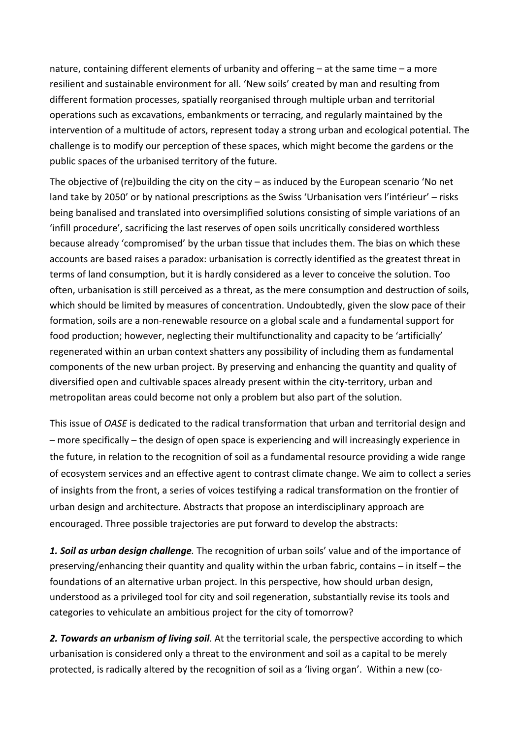nature, containing different elements of urbanity and offering – at the same time – a more resilient and sustainable environment for all. 'New soils' created by man and resulting from different formation processes, spatially reorganised through multiple urban and territorial operations such as excavations, embankments or terracing, and regularly maintained by the intervention of a multitude of actors, represent today a strong urban and ecological potential. The challenge is to modify our perception of these spaces, which might become the gardens or the public spaces of the urbanised territory of the future.

The objective of (re)building the city on the city – as induced by the European scenario 'No net land take by 2050' or by national prescriptions as the Swiss 'Urbanisation vers l'intérieur' – risks being banalised and translated into oversimplified solutions consisting of simple variations of an 'infill procedure', sacrificing the last reserves of open soils uncritically considered worthless because already 'compromised' by the urban tissue that includes them. The bias on which these accounts are based raises a paradox: urbanisation is correctly identified as the greatest threat in terms of land consumption, but it is hardly considered as a lever to conceive the solution. Too often, urbanisation is still perceived as a threat, as the mere consumption and destruction of soils, which should be limited by measures of concentration. Undoubtedly, given the slow pace of their formation, soils are a non-renewable resource on a global scale and a fundamental support for food production; however, neglecting their multifunctionality and capacity to be 'artificially' regenerated within an urban context shatters any possibility of including them as fundamental components of the new urban project. By preserving and enhancing the quantity and quality of diversified open and cultivable spaces already present within the city-territory, urban and metropolitan areas could become not only a problem but also part of the solution.

This issue of *OASE* is dedicated to the radical transformation that urban and territorial design and – more specifically – the design of open space is experiencing and will increasingly experience in the future, in relation to the recognition of soil as a fundamental resource providing a wide range of ecosystem services and an effective agent to contrast climate change. We aim to collect a series of insights from the front, a series of voices testifying a radical transformation on the frontier of urban design and architecture. Abstracts that propose an interdisciplinary approach are encouraged. Three possible trajectories are put forward to develop the abstracts:

***1. Soil as urban design challenge.*** The recognition of urban soils' value and of the importance of preserving/enhancing their quantity and quality within the urban fabric, contains – in itself – the foundations of an alternative urban project. In this perspective, how should urban design, understood as a privileged tool for city and soil regeneration, substantially revise its tools and categories to vehiculate an ambitious project for the city of tomorrow?

***2. Towards an urbanism of living soil***. At the territorial scale, the perspective according to which urbanisation is considered only a threat to the environment and soil as a capital to be merely protected, is radically altered by the recognition of soil as a 'living organ'. Within a new (co-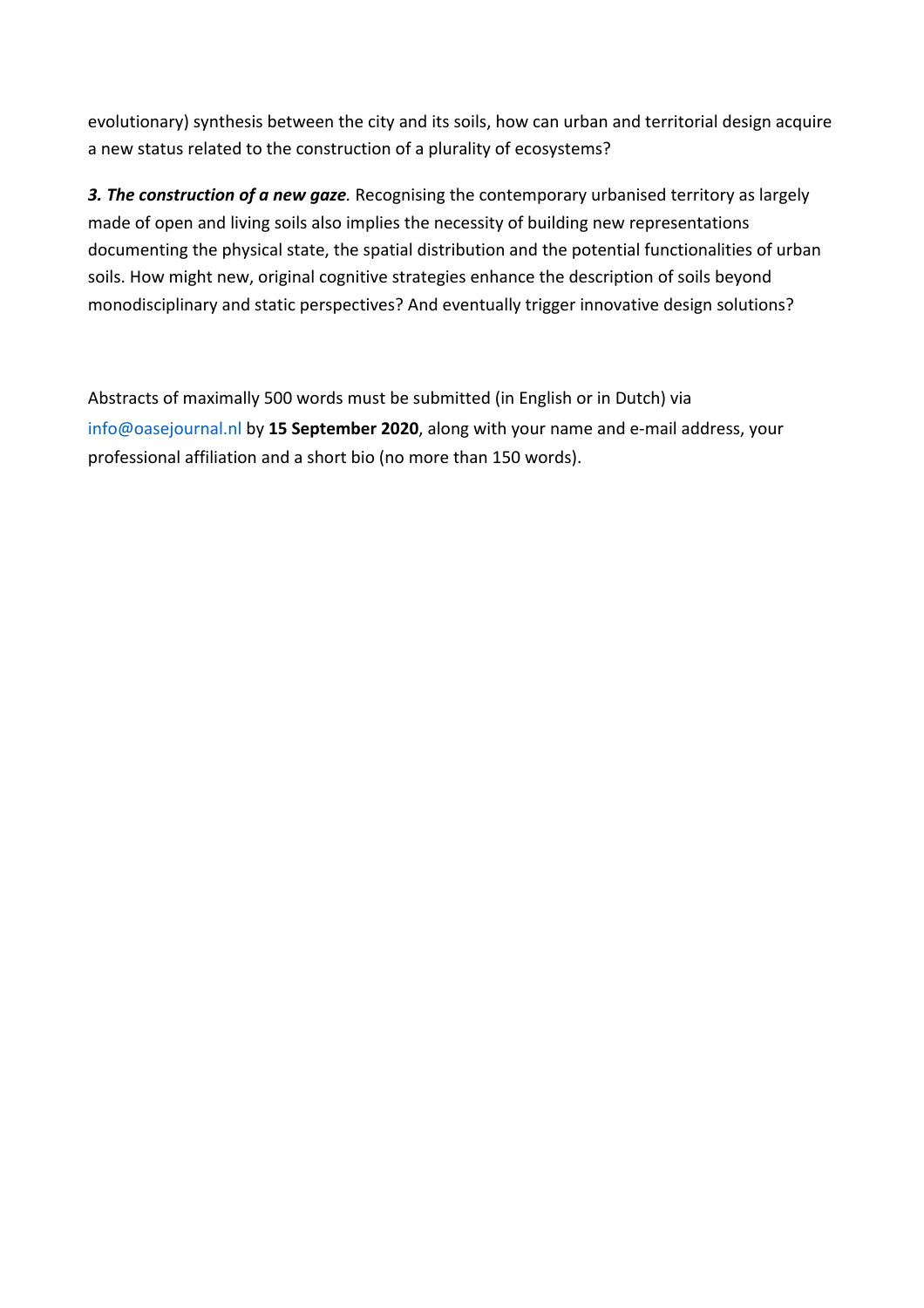evolutionary) synthesis between the city and its soils, how can urban and territorial design acquire a new status related to the construction of a plurality of ecosystems?

***3. The construction of a new gaze.*** Recognising the contemporary urbanised territory as largely made of open and living soils also implies the necessity of building new representations documenting the physical state, the spatial distribution and the potential functionalities of urban soils. How might new, original cognitive strategies enhance the description of soils beyond monodisciplinary and static perspectives? And eventually trigger innovative design solutions?

Abstracts of maximally 500 words must be submitted (in English or in Dutch) via info@oasejournal.nl by **15 September 2020**, along with your name and e-mail address, your professional affiliation and a short bio (no more than 150 words).